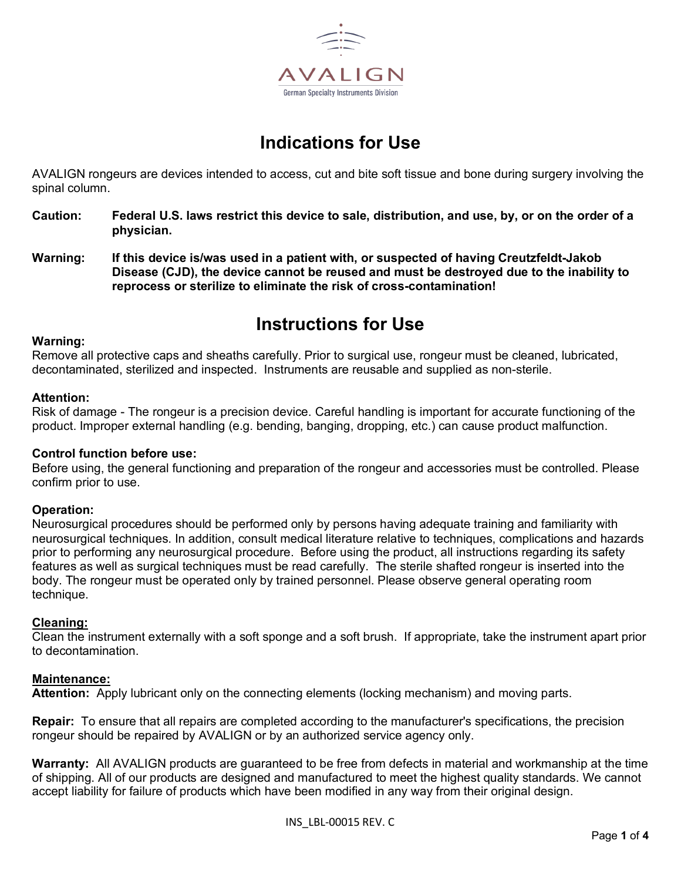AVALIGN

German Specialty Instruments Division

# Indications for Use

AVALIGN rongeurs are devices intended to access, cut and bite soft tissue and bone during surgery involving the spinal column.

**Caution:** **Federal U.S. laws restrict this device to sale, distribution, and use, by, or on the order of a physician.**

**Warning:** **If this device is/was used in a patient with, or suspected of having Creutzfeldt-Jakob Disease (CJD), the device cannot be reused and must be destroyed due to the inability to reprocess or sterilize to eliminate the risk of cross-contamination!**

# Instructions for Use

**Warning:**
Remove all protective caps and sheaths carefully. Prior to surgical use, rongeur must be cleaned, lubricated, decontaminated, sterilized and inspected. Instruments are reusable and supplied as non-sterile.

**Attention:**
Risk of damage - The rongeur is a precision device. Careful handling is important for accurate functioning of the product. Improper external handling (e.g. bending, banging, dropping, etc.) can cause product malfunction.

**Control function before use:**
Before using, the general functioning and preparation of the rongeur and accessories must be controlled. Please confirm prior to use.

**Operation:**
Neurosurgical procedures should be performed only by persons having adequate training and familiarity with neurosurgical techniques. In addition, consult medical literature relative to techniques, complications and hazards prior to performing any neurosurgical procedure. Before using the product, all instructions regarding its safety features as well as surgical techniques must be read carefully. The sterile shafted rongeur is inserted into the body. The rongeur must be operated only by trained personnel. Please observe general operating room technique.

**Cleaning:**
Clean the instrument externally with a soft sponge and a soft brush. If appropriate, take the instrument apart prior to decontamination.

**Maintenance:**
**Attention:** Apply lubricant only on the connecting elements (locking mechanism) and moving parts.

**Repair:** To ensure that all repairs are completed according to the manufacturer's specifications, the precision rongeur should be repaired by AVALIGN or by an authorized service agency only.

**Warranty:** All AVALIGN products are guaranteed to be free from defects in material and workmanship at the time of shipping. All of our products are designed and manufactured to meet the highest quality standards. We cannot accept liability for failure of products which have been modified in any way from their original design.

INS_LBL-00015 REV. C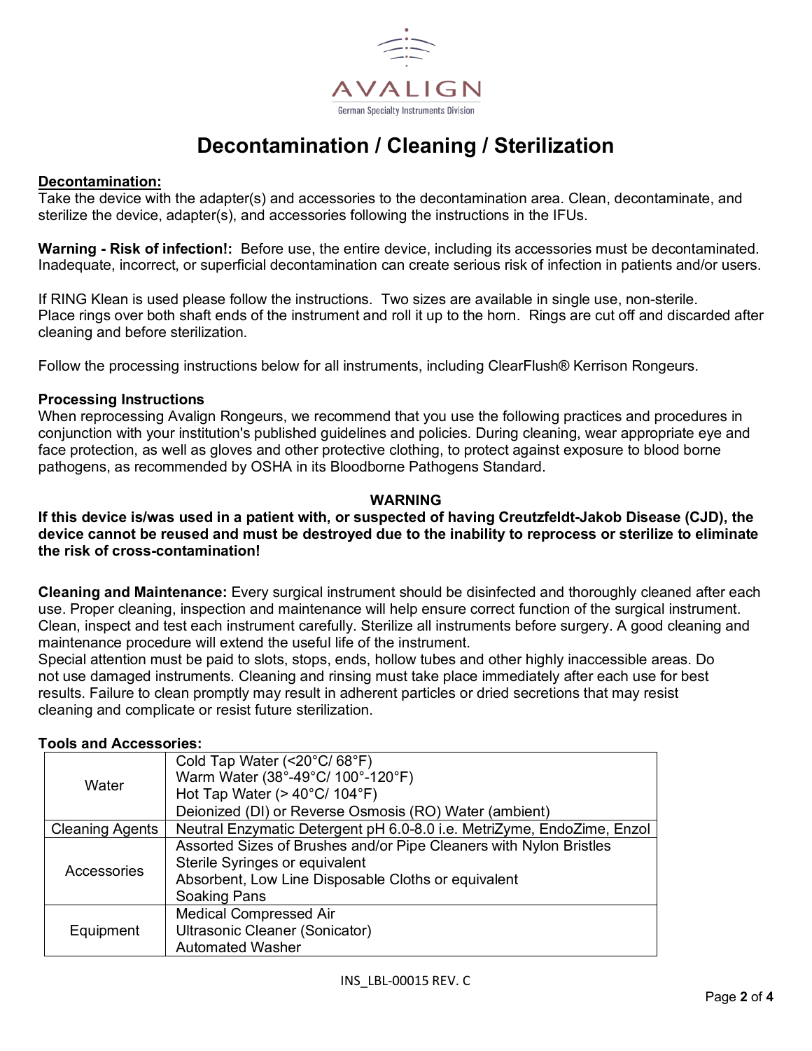# Decontamination / Cleaning / Sterilization

**Decontamination:**

Take the device with the adapter(s) and accessories to the decontamination area. Clean, decontaminate, and sterilize the device, adapter(s), and accessories following the instructions in the IFUs.

**Warning - Risk of infection!:** Before use, the entire device, including its accessories must be decontaminated. Inadequate, incorrect, or superficial decontamination can create serious risk of infection in patients and/or users.

If RING Klean is used please follow the instructions. Two sizes are available in single use, non-sterile. Place rings over both shaft ends of the instrument and roll it up to the horn. Rings are cut off and discarded after cleaning and before sterilization.

Follow the processing instructions below for all instruments, including ClearFlush® Kerrison Rongeurs.

**Processing Instructions**

When reprocessing Avalign Rongeurs, we recommend that you use the following practices and procedures in conjunction with your institution's published guidelines and policies. During cleaning, wear appropriate eye and face protection, as well as gloves and other protective clothing, to protect against exposure to blood borne pathogens, as recommended by OSHA in its Bloodborne Pathogens Standard.

**WARNING**

**If this device is/was used in a patient with, or suspected of having Creutzfeldt-Jakob Disease (CJD), the device cannot be reused and must be destroyed due to the inability to reprocess or sterilize to eliminate the risk of cross-contamination!**

**Cleaning and Maintenance:** Every surgical instrument should be disinfected and thoroughly cleaned after each use. Proper cleaning, inspection and maintenance will help ensure correct function of the surgical instrument. Clean, inspect and test each instrument carefully. Sterilize all instruments before surgery. A good cleaning and maintenance procedure will extend the useful life of the instrument.

Special attention must be paid to slots, stops, ends, hollow tubes and other highly inaccessible areas. Do not use damaged instruments. Cleaning and rinsing must take place immediately after each use for best results. Failure to clean promptly may result in adherent particles or dried secretions that may resist cleaning and complicate or resist future sterilization.

**Tools and Accessories:**

| | |
|---|---|
| Water | Cold Tap Water (<20°C/ 68°F)<br>Warm Water (38°-49°C/ 100°-120°F)<br>Hot Tap Water (> 40°C/ 104°F)<br>Deionized (DI) or Reverse Osmosis (RO) Water (ambient) |
| Cleaning Agents | Neutral Enzymatic Detergent pH 6.0-8.0 i.e. MetriZyme, EndoZime, Enzol |
| Accessories | Assorted Sizes of Brushes and/or Pipe Cleaners with Nylon Bristles<br>Sterile Syringes or equivalent<br>Absorbent, Low Line Disposable Cloths or equivalent<br>Soaking Pans |
| Equipment | Medical Compressed Air<br>Ultrasonic Cleaner (Sonicator)<br>Automated Washer |

INS_LBL-00015 REV. C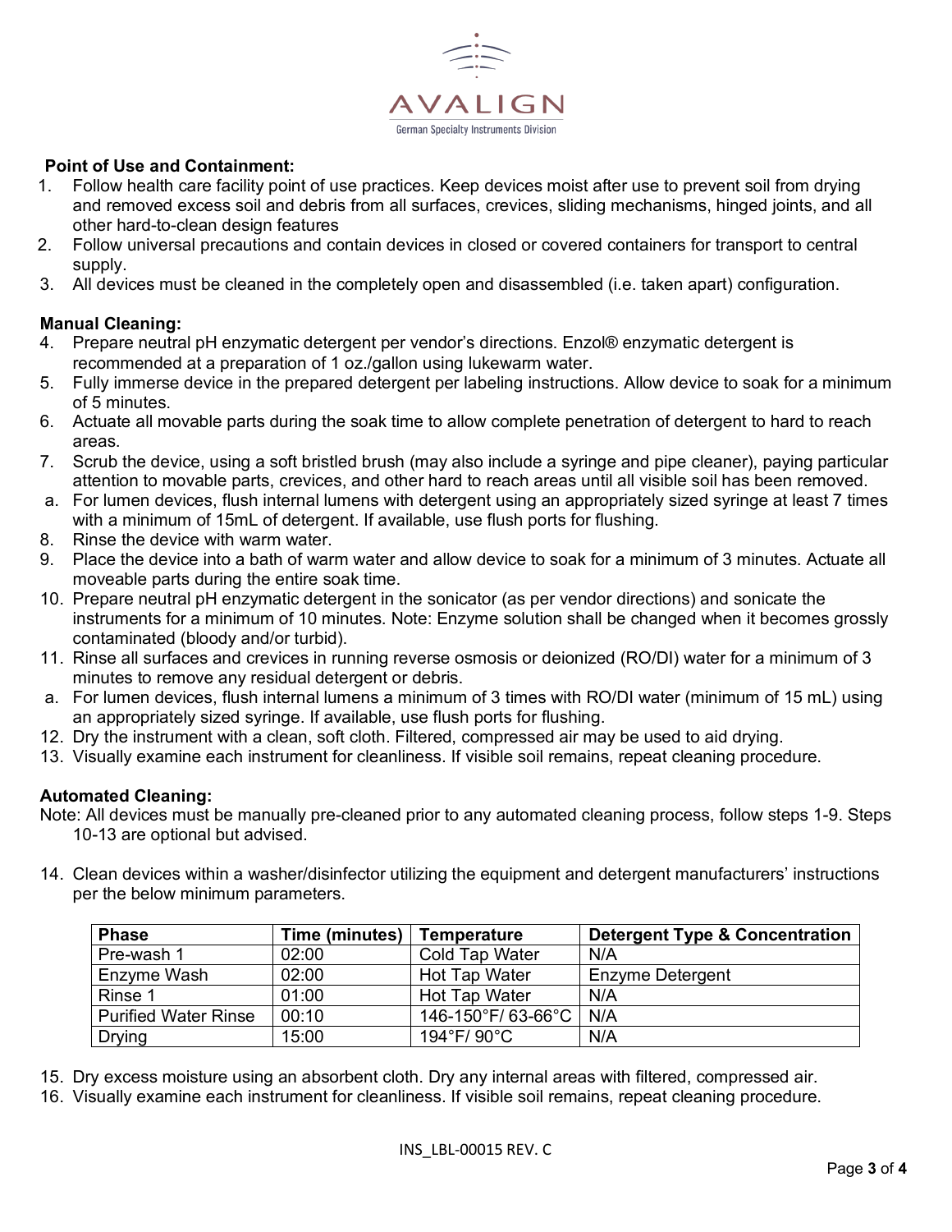**Point of Use and Containment:**

1. Follow health care facility point of use practices. Keep devices moist after use to prevent soil from drying and removed excess soil and debris from all surfaces, crevices, sliding mechanisms, hinged joints, and all other hard-to-clean design features
2. Follow universal precautions and contain devices in closed or covered containers for transport to central supply.
3. All devices must be cleaned in the completely open and disassembled (i.e. taken apart) configuration.

**Manual Cleaning:**

4. Prepare neutral pH enzymatic detergent per vendor's directions. Enzol® enzymatic detergent is recommended at a preparation of 1 oz./gallon using lukewarm water.
5. Fully immerse device in the prepared detergent per labeling instructions. Allow device to soak for a minimum of 5 minutes.
6. Actuate all movable parts during the soak time to allow complete penetration of detergent to hard to reach areas.
7. Scrub the device, using a soft bristled brush (may also include a syringe and pipe cleaner), paying particular attention to movable parts, crevices, and other hard to reach areas until all visible soil has been removed.
   a. For lumen devices, flush internal lumens with detergent using an appropriately sized syringe at least 7 times with a minimum of 15mL of detergent. If available, use flush ports for flushing.
8. Rinse the device with warm water.
9. Place the device into a bath of warm water and allow device to soak for a minimum of 3 minutes. Actuate all moveable parts during the entire soak time.
10. Prepare neutral pH enzymatic detergent in the sonicator (as per vendor directions) and sonicate the instruments for a minimum of 10 minutes. Note: Enzyme solution shall be changed when it becomes grossly contaminated (bloody and/or turbid).
11. Rinse all surfaces and crevices in running reverse osmosis or deionized (RO/DI) water for a minimum of 3 minutes to remove any residual detergent or debris.
    a. For lumen devices, flush internal lumens a minimum of 3 times with RO/DI water (minimum of 15 mL) using an appropriately sized syringe. If available, use flush ports for flushing.
12. Dry the instrument with a clean, soft cloth. Filtered, compressed air may be used to aid drying.
13. Visually examine each instrument for cleanliness. If visible soil remains, repeat cleaning procedure.

**Automated Cleaning:**

Note: All devices must be manually pre-cleaned prior to any automated cleaning process, follow steps 1-9. Steps 10-13 are optional but advised.

14. Clean devices within a washer/disinfector utilizing the equipment and detergent manufacturers' instructions per the below minimum parameters.

| Phase | Time (minutes) | Temperature | Detergent Type & Concentration |
|---|---|---|---|
| Pre-wash 1 | 02:00 | Cold Tap Water | N/A |
| Enzyme Wash | 02:00 | Hot Tap Water | Enzyme Detergent |
| Rinse 1 | 01:00 | Hot Tap Water | N/A |
| Purified Water Rinse | 00:10 | 146-150°F/ 63-66°C | N/A |
| Drying | 15:00 | 194°F/ 90°C | N/A |

15. Dry excess moisture using an absorbent cloth. Dry any internal areas with filtered, compressed air.
16. Visually examine each instrument for cleanliness. If visible soil remains, repeat cleaning procedure.

INS_LBL-00015 REV. C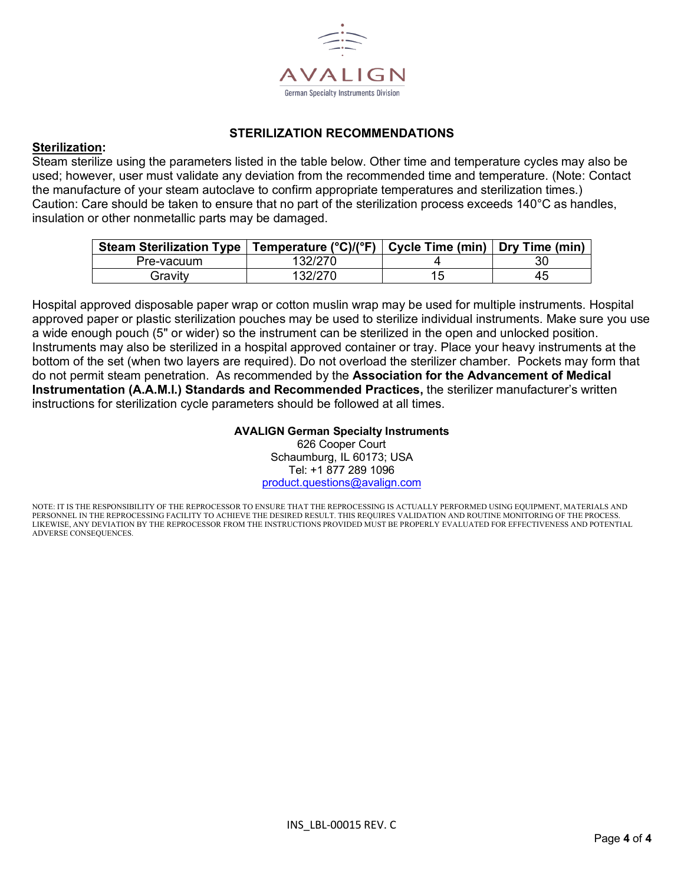AVALIGN

German Specialty Instruments Division

## STERILIZATION RECOMMENDATIONS

**Sterilization:**

Steam sterilize using the parameters listed in the table below. Other time and temperature cycles may also be used; however, user must validate any deviation from the recommended time and temperature. (Note: Contact the manufacture of your steam autoclave to confirm appropriate temperatures and sterilization times.)
Caution: Care should be taken to ensure that no part of the sterilization process exceeds 140°C as handles, insulation or other nonmetallic parts may be damaged.

| Steam Sterilization Type | Temperature (°C)/(°F) | Cycle Time (min) | Dry Time (min) |
|---|---|---|---|
| Pre-vacuum | 132/270 | 4 | 30 |
| Gravity | 132/270 | 15 | 45 |

Hospital approved disposable paper wrap or cotton muslin wrap may be used for multiple instruments. Hospital approved paper or plastic sterilization pouches may be used to sterilize individual instruments. Make sure you use a wide enough pouch (5" or wider) so the instrument can be sterilized in the open and unlocked position. Instruments may also be sterilized in a hospital approved container or tray. Place your heavy instruments at the bottom of the set (when two layers are required). Do not overload the sterilizer chamber. Pockets may form that do not permit steam penetration. As recommended by the **Association for the Advancement of Medical Instrumentation (A.A.M.I.) Standards and Recommended Practices,** the sterilizer manufacturer's written instructions for sterilization cycle parameters should be followed at all times.

**AVALIGN German Specialty Instruments**
626 Cooper Court
Schaumburg, IL 60173; USA
Tel: +1 877 289 1096
product.questions@avalign.com

NOTE: IT IS THE RESPONSIBILITY OF THE REPROCESSOR TO ENSURE THAT THE REPROCESSING IS ACTUALLY PERFORMED USING EQUIPMENT, MATERIALS AND PERSONNEL IN THE REPROCESSING FACILITY TO ACHIEVE THE DESIRED RESULT. THIS REQUIRES VALIDATION AND ROUTINE MONITORING OF THE PROCESS. LIKEWISE, ANY DEVIATION BY THE REPROCESSOR FROM THE INSTRUCTIONS PROVIDED MUST BE PROPERLY EVALUATED FOR EFFECTIVENESS AND POTENTIAL ADVERSE CONSEQUENCES.

INS_LBL-00015 REV. C